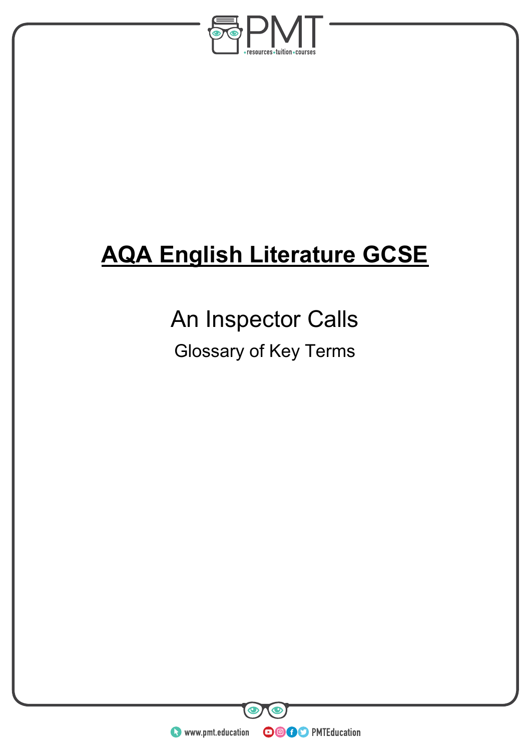# AQA English Literature GCSE

## An Inspector Calls

### Glossary of Key Terms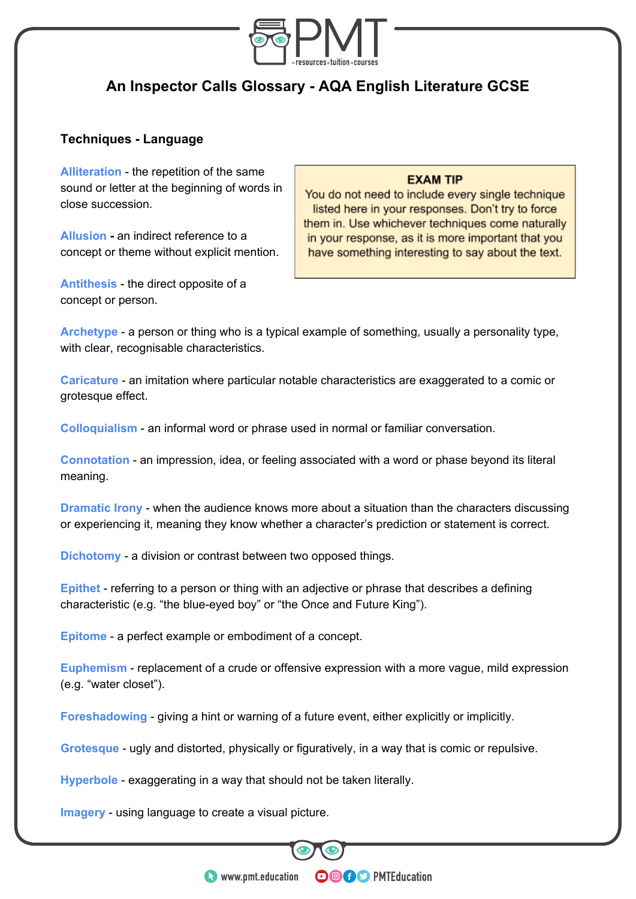## An Inspector Calls Glossary - AQA English Literature GCSE

### Techniques - Language

> **EXAM TIP**
> You do not need to include every single technique listed here in your responses. Don't try to force them in. Use whichever techniques come naturally in your response, as it is more important that you have something interesting to say about the text.

**Alliteration** - the repetition of the same sound or letter at the beginning of words in close succession.

**Allusion** - an indirect reference to a concept or theme without explicit mention.

**Antithesis** - the direct opposite of a concept or person.

**Archetype** - a person or thing who is a typical example of something, usually a personality type, with clear, recognisable characteristics.

**Caricature** - an imitation where particular notable characteristics are exaggerated to a comic or grotesque effect.

**Colloquialism** - an informal word or phrase used in normal or familiar conversation.

**Connotation** - an impression, idea, or feeling associated with a word or phase beyond its literal meaning.

**Dramatic Irony** - when the audience knows more about a situation than the characters discussing or experiencing it, meaning they know whether a character's prediction or statement is correct.

**Dichotomy** - a division or contrast between two opposed things.

**Epithet** - referring to a person or thing with an adjective or phrase that describes a defining characteristic (e.g. "the blue-eyed boy" or "the Once and Future King").

**Epitome** - a perfect example or embodiment of a concept.

**Euphemism** - replacement of a crude or offensive expression with a more vague, mild expression (e.g. "water closet").

**Foreshadowing** - giving a hint or warning of a future event, either explicitly or implicitly.

**Grotesque** - ugly and distorted, physically or figuratively, in a way that is comic or repulsive.

**Hyperbole** - exaggerating in a way that should not be taken literally.

**Imagery** - using language to create a visual picture.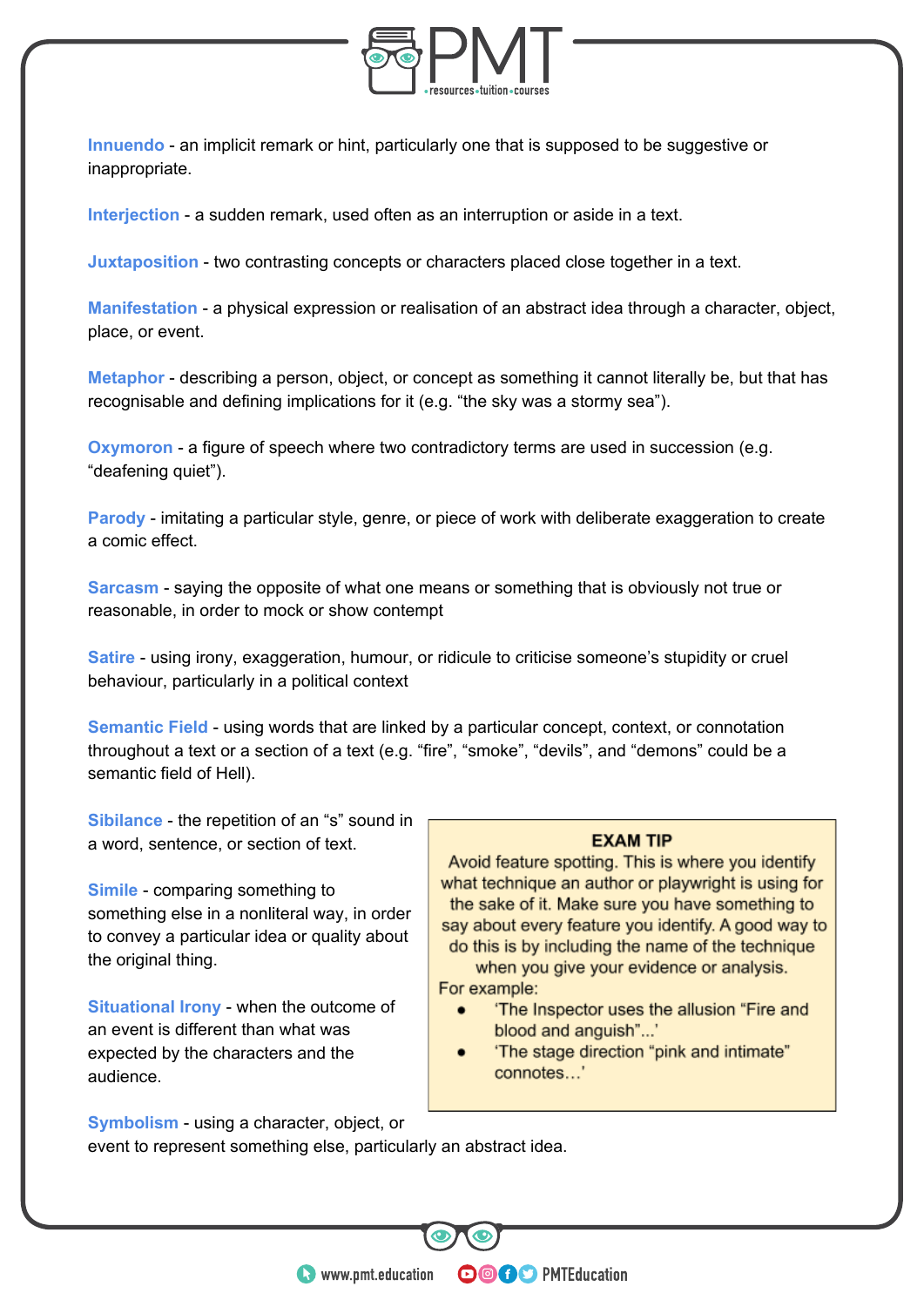**Innuendo** - an implicit remark or hint, particularly one that is supposed to be suggestive or inappropriate.

**Interjection** - a sudden remark, used often as an interruption or aside in a text.

**Juxtaposition** - two contrasting concepts or characters placed close together in a text.

**Manifestation** - a physical expression or realisation of an abstract idea through a character, object, place, or event.

**Metaphor** - describing a person, object, or concept as something it cannot literally be, but that has recognisable and defining implications for it (e.g. “the sky was a stormy sea”).

**Oxymoron** - a figure of speech where two contradictory terms are used in succession (e.g. “deafening quiet”).

**Parody** - imitating a particular style, genre, or piece of work with deliberate exaggeration to create a comic effect.

**Sarcasm** - saying the opposite of what one means or something that is obviously not true or reasonable, in order to mock or show contempt

**Satire** - using irony, exaggeration, humour, or ridicule to criticise someone’s stupidity or cruel behaviour, particularly in a political context

**Semantic Field** - using words that are linked by a particular concept, context, or connotation throughout a text or a section of a text (e.g. “fire”, “smoke”, “devils”, and “demons” could be a semantic field of Hell).

**Sibilance** - the repetition of an “s” sound in a word, sentence, or section of text.

**Simile** - comparing something to something else in a nonliteral way, in order to convey a particular idea or quality about the original thing.

**Situational Irony** - when the outcome of an event is different than what was expected by the characters and the audience.

**Symbolism** - using a character, object, or event to represent something else, particularly an abstract idea.

> **EXAM TIP**
>
> Avoid feature spotting. This is where you identify what technique an author or playwright is using for the sake of it. Make sure you have something to say about every feature you identify. A good way to do this is by including the name of the technique when you give your evidence or analysis.
>
> For example:
>
> - ‘The Inspector uses the allusion “Fire and blood and anguish”...’
> - ‘The stage direction “pink and intimate” connotes…’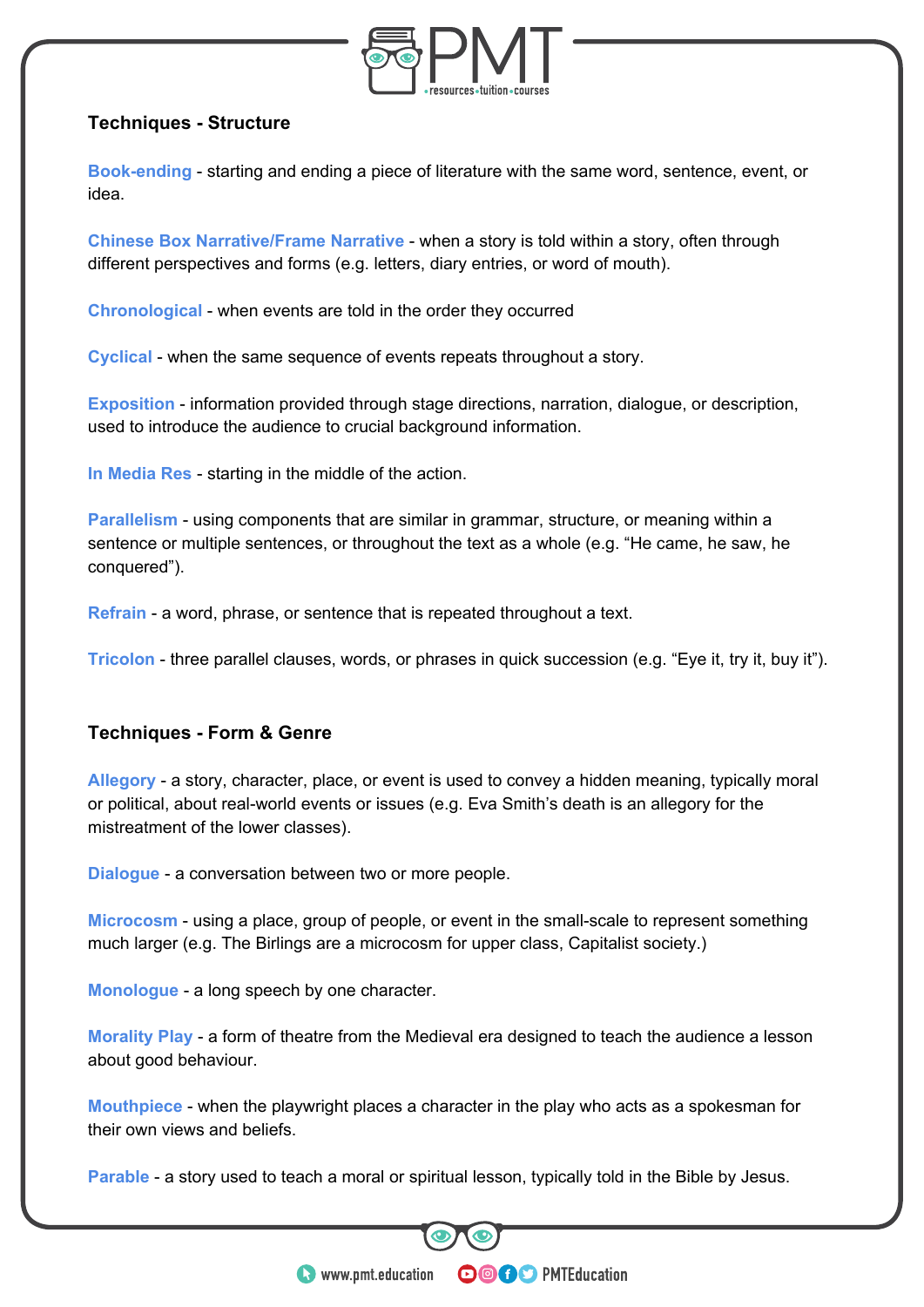## Techniques - Structure

**Book-ending** - starting and ending a piece of literature with the same word, sentence, event, or idea.

**Chinese Box Narrative/Frame Narrative** - when a story is told within a story, often through different perspectives and forms (e.g. letters, diary entries, or word of mouth).

**Chronological** - when events are told in the order they occurred

**Cyclical** - when the same sequence of events repeats throughout a story.

**Exposition** - information provided through stage directions, narration, dialogue, or description, used to introduce the audience to crucial background information.

**In Media Res** - starting in the middle of the action.

**Parallelism** - using components that are similar in grammar, structure, or meaning within a sentence or multiple sentences, or throughout the text as a whole (e.g. "He came, he saw, he conquered").

**Refrain** - a word, phrase, or sentence that is repeated throughout a text.

**Tricolon** - three parallel clauses, words, or phrases in quick succession (e.g. "Eye it, try it, buy it").

## Techniques - Form & Genre

**Allegory** - a story, character, place, or event is used to convey a hidden meaning, typically moral or political, about real-world events or issues (e.g. Eva Smith's death is an allegory for the mistreatment of the lower classes).

**Dialogue** - a conversation between two or more people.

**Microcosm** - using a place, group of people, or event in the small-scale to represent something much larger (e.g. The Birlings are a microcosm for upper class, Capitalist society.)

**Monologue** - a long speech by one character.

**Morality Play** - a form of theatre from the Medieval era designed to teach the audience a lesson about good behaviour.

**Mouthpiece** - when the playwright places a character in the play who acts as a spokesman for their own views and beliefs.

**Parable** - a story used to teach a moral or spiritual lesson, typically told in the Bible by Jesus.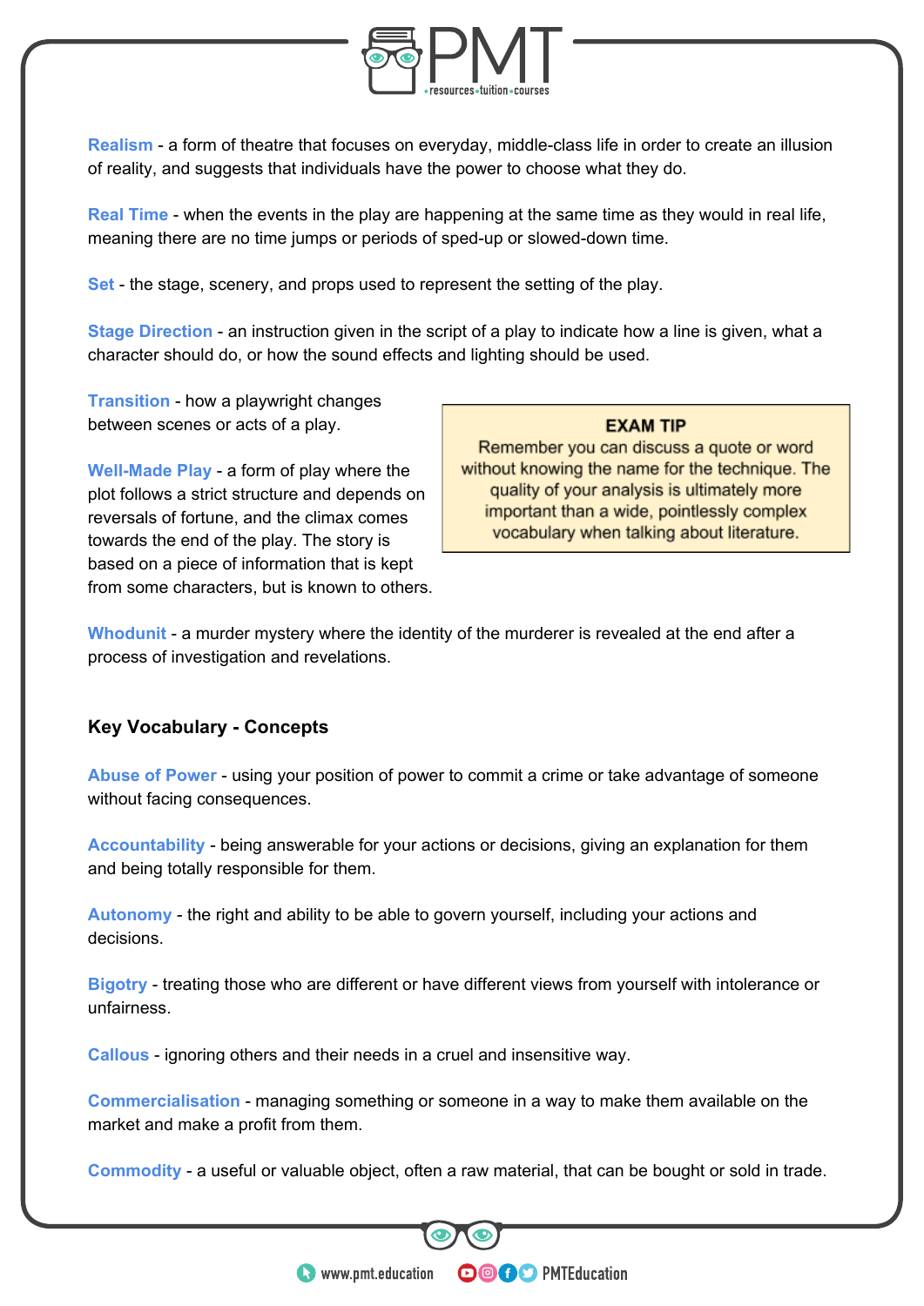**Realism** - a form of theatre that focuses on everyday, middle-class life in order to create an illusion of reality, and suggests that individuals have the power to choose what they do.

**Real Time** - when the events in the play are happening at the same time as they would in real life, meaning there are no time jumps or periods of sped-up or slowed-down time.

**Set** - the stage, scenery, and props used to represent the setting of the play.

**Stage Direction** - an instruction given in the script of a play to indicate how a line is given, what a character should do, or how the sound effects and lighting should be used.

**Transition** - how a playwright changes between scenes or acts of a play.

**Well-Made Play** - a form of play where the plot follows a strict structure and depends on reversals of fortune, and the climax comes towards the end of the play. The story is based on a piece of information that is kept from some characters, but is known to others.

> **EXAM TIP**
> Remember you can discuss a quote or word without knowing the name for the technique. The quality of your analysis is ultimately more important than a wide, pointlessly complex vocabulary when talking about literature.

**Whodunit** - a murder mystery where the identity of the murderer is revealed at the end after a process of investigation and revelations.

## Key Vocabulary - Concepts

**Abuse of Power** - using your position of power to commit a crime or take advantage of someone without facing consequences.

**Accountability** - being answerable for your actions or decisions, giving an explanation for them and being totally responsible for them.

**Autonomy** - the right and ability to be able to govern yourself, including your actions and decisions.

**Bigotry** - treating those who are different or have different views from yourself with intolerance or unfairness.

**Callous** - ignoring others and their needs in a cruel and insensitive way.

**Commercialisation** - managing something or someone in a way to make them available on the market and make a profit from them.

**Commodity** - a useful or valuable object, often a raw material, that can be bought or sold in trade.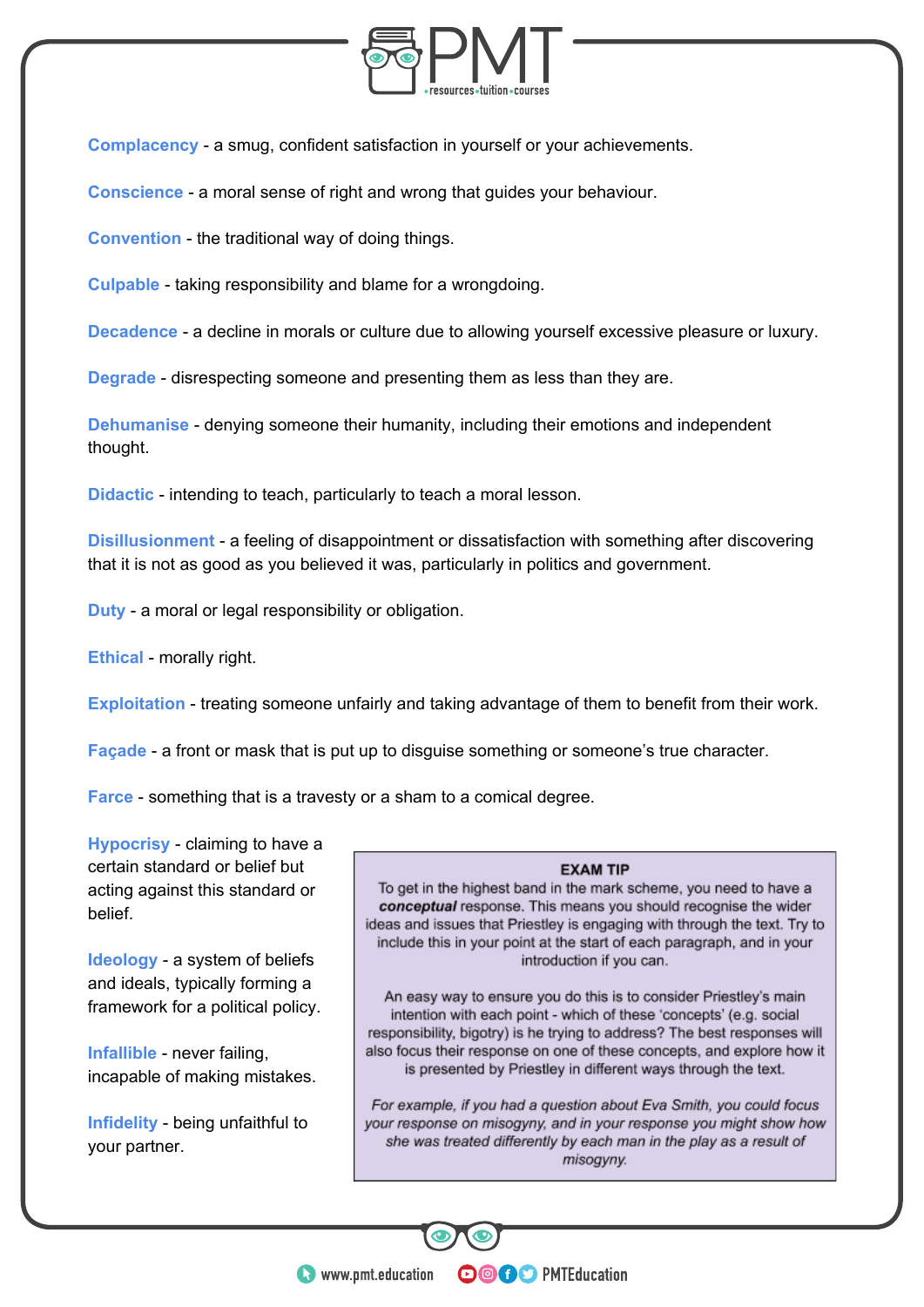**Complacency** - a smug, confident satisfaction in yourself or your achievements.

**Conscience** - a moral sense of right and wrong that guides your behaviour.

**Convention** - the traditional way of doing things.

**Culpable** - taking responsibility and blame for a wrongdoing.

**Decadence** - a decline in morals or culture due to allowing yourself excessive pleasure or luxury.

**Degrade** - disrespecting someone and presenting them as less than they are.

**Dehumanise** - denying someone their humanity, including their emotions and independent thought.

**Didactic** - intending to teach, particularly to teach a moral lesson.

**Disillusionment** - a feeling of disappointment or dissatisfaction with something after discovering that it is not as good as you believed it was, particularly in politics and government.

**Duty** - a moral or legal responsibility or obligation.

**Ethical** - morally right.

**Exploitation** - treating someone unfairly and taking advantage of them to benefit from their work.

**Façade** - a front or mask that is put up to disguise something or someone's true character.

**Farce** - something that is a travesty or a sham to a comical degree.

**Hypocrisy** - claiming to have a certain standard or belief but acting against this standard or belief.

**Ideology** - a system of beliefs and ideals, typically forming a framework for a political policy.

**Infallible** - never failing, incapable of making mistakes.

**Infidelity** - being unfaithful to your partner.

> **EXAM TIP**
>
> To get in the highest band in the mark scheme, you need to have a ***conceptual*** response. This means you should recognise the wider ideas and issues that Priestley is engaging with through the text. Try to include this in your point at the start of each paragraph, and in your introduction if you can.
>
> An easy way to ensure you do this is to consider Priestley's main intention with each point - which of these 'concepts' (e.g. social responsibility, bigotry) is he trying to address? The best responses will also focus their response on one of these concepts, and explore how it is presented by Priestley in different ways through the text.
>
> *For example, if you had a question about Eva Smith, you could focus your response on misogyny, and in your response you might show how she was treated differently by each man in the play as a result of misogyny.*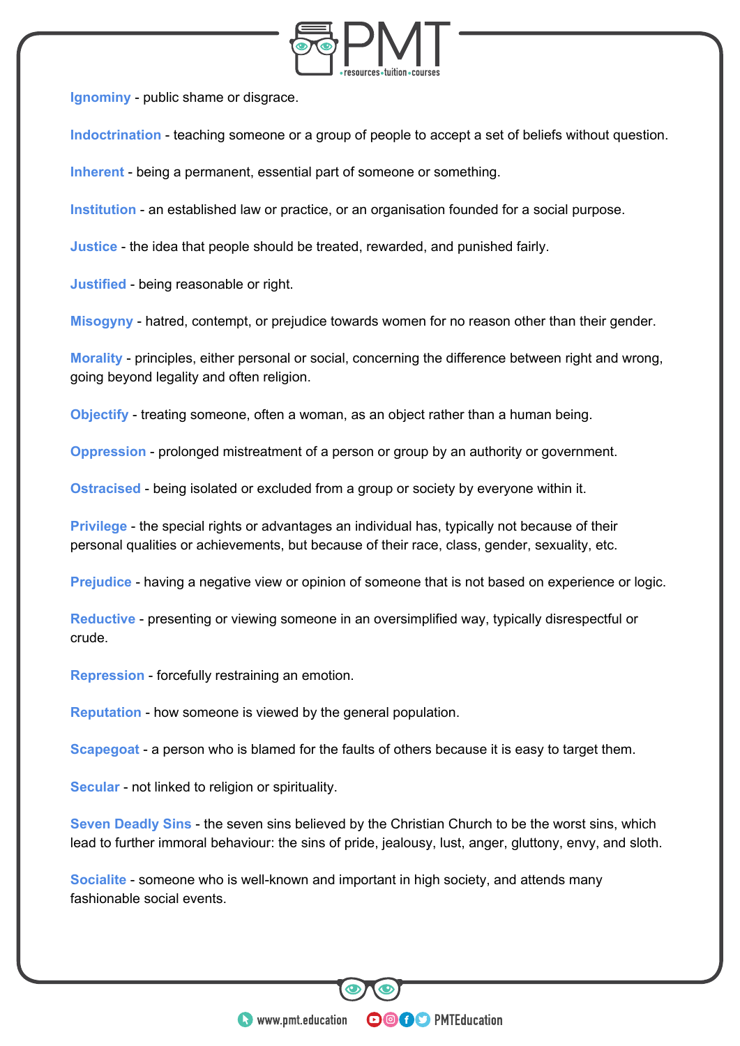**Ignominy** - public shame or disgrace.

**Indoctrination** - teaching someone or a group of people to accept a set of beliefs without question.

**Inherent** - being a permanent, essential part of someone or something.

**Institution** - an established law or practice, or an organisation founded for a social purpose.

**Justice** - the idea that people should be treated, rewarded, and punished fairly.

**Justified** - being reasonable or right.

**Misogyny** - hatred, contempt, or prejudice towards women for no reason other than their gender.

**Morality** - principles, either personal or social, concerning the difference between right and wrong, going beyond legality and often religion.

**Objectify** - treating someone, often a woman, as an object rather than a human being.

**Oppression** - prolonged mistreatment of a person or group by an authority or government.

**Ostracised** - being isolated or excluded from a group or society by everyone within it.

**Privilege** - the special rights or advantages an individual has, typically not because of their personal qualities or achievements, but because of their race, class, gender, sexuality, etc.

**Prejudice** - having a negative view or opinion of someone that is not based on experience or logic.

**Reductive** - presenting or viewing someone in an oversimplified way, typically disrespectful or crude.

**Repression** - forcefully restraining an emotion.

**Reputation** - how someone is viewed by the general population.

**Scapegoat** - a person who is blamed for the faults of others because it is easy to target them.

**Secular** - not linked to religion or spirituality.

**Seven Deadly Sins** - the seven sins believed by the Christian Church to be the worst sins, which lead to further immoral behaviour: the sins of pride, jealousy, lust, anger, gluttony, envy, and sloth.

**Socialite** - someone who is well-known and important in high society, and attends many fashionable social events.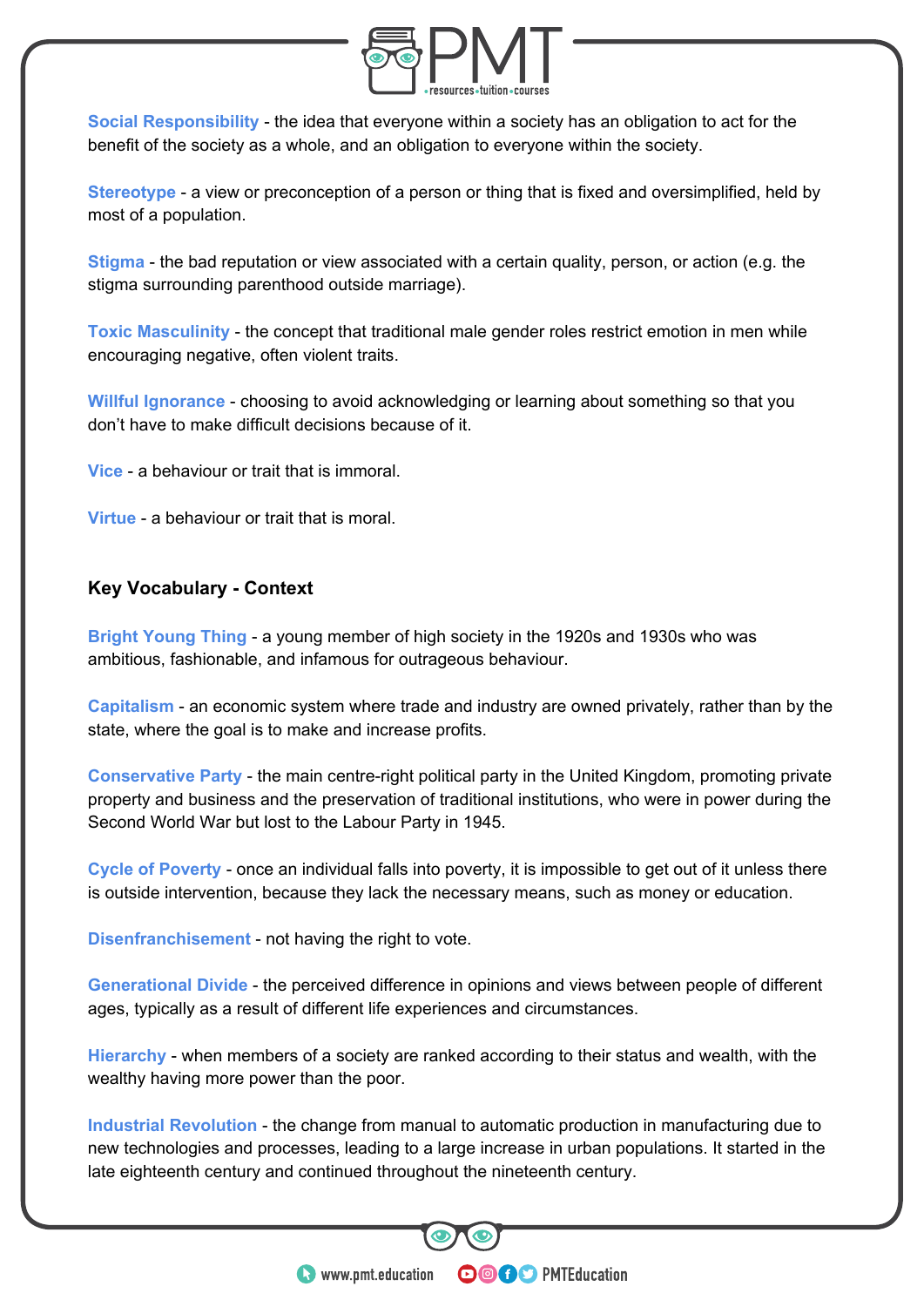**Social Responsibility** - the idea that everyone within a society has an obligation to act for the benefit of the society as a whole, and an obligation to everyone within the society.

**Stereotype** - a view or preconception of a person or thing that is fixed and oversimplified, held by most of a population.

**Stigma** - the bad reputation or view associated with a certain quality, person, or action (e.g. the stigma surrounding parenthood outside marriage).

**Toxic Masculinity** - the concept that traditional male gender roles restrict emotion in men while encouraging negative, often violent traits.

**Willful Ignorance** - choosing to avoid acknowledging or learning about something so that you don't have to make difficult decisions because of it.

**Vice** - a behaviour or trait that is immoral.

**Virtue** - a behaviour or trait that is moral.

### Key Vocabulary - Context

**Bright Young Thing** - a young member of high society in the 1920s and 1930s who was ambitious, fashionable, and infamous for outrageous behaviour.

**Capitalism** - an economic system where trade and industry are owned privately, rather than by the state, where the goal is to make and increase profits.

**Conservative Party** - the main centre-right political party in the United Kingdom, promoting private property and business and the preservation of traditional institutions, who were in power during the Second World War but lost to the Labour Party in 1945.

**Cycle of Poverty** - once an individual falls into poverty, it is impossible to get out of it unless there is outside intervention, because they lack the necessary means, such as money or education.

**Disenfranchisement** - not having the right to vote.

**Generational Divide** - the perceived difference in opinions and views between people of different ages, typically as a result of different life experiences and circumstances.

**Hierarchy** - when members of a society are ranked according to their status and wealth, with the wealthy having more power than the poor.

**Industrial Revolution** - the change from manual to automatic production in manufacturing due to new technologies and processes, leading to a large increase in urban populations. It started in the late eighteenth century and continued throughout the nineteenth century.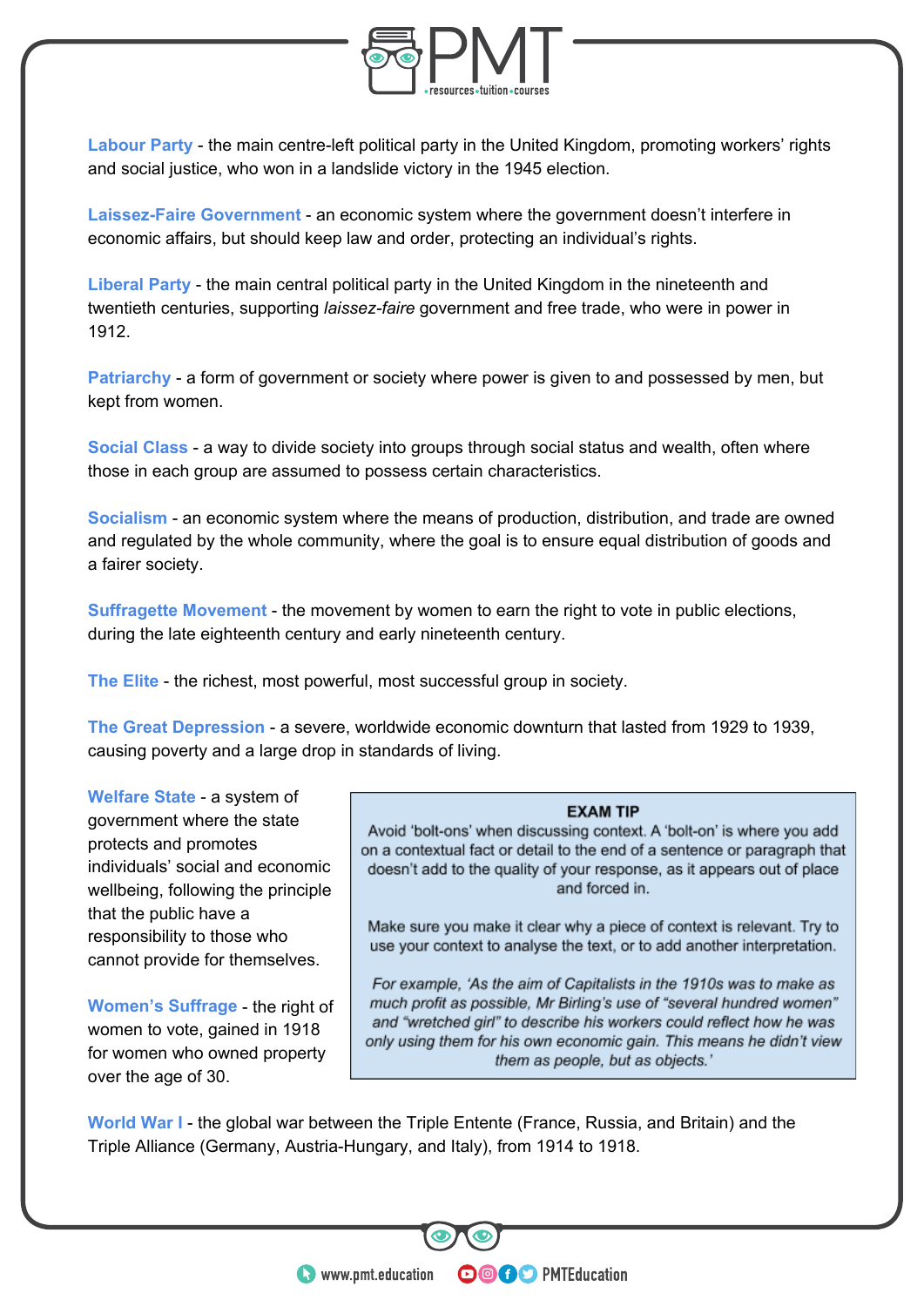**Labour Party** - the main centre-left political party in the United Kingdom, promoting workers' rights and social justice, who won in a landslide victory in the 1945 election.

**Laissez-Faire Government** - an economic system where the government doesn't interfere in economic affairs, but should keep law and order, protecting an individual's rights.

**Liberal Party** - the main central political party in the United Kingdom in the nineteenth and twentieth centuries, supporting *laissez-faire* government and free trade, who were in power in 1912.

**Patriarchy** - a form of government or society where power is given to and possessed by men, but kept from women.

**Social Class** - a way to divide society into groups through social status and wealth, often where those in each group are assumed to possess certain characteristics.

**Socialism** - an economic system where the means of production, distribution, and trade are owned and regulated by the whole community, where the goal is to ensure equal distribution of goods and a fairer society.

**Suffragette Movement** - the movement by women to earn the right to vote in public elections, during the late eighteenth century and early nineteenth century.

**The Elite** - the richest, most powerful, most successful group in society.

**The Great Depression** - a severe, worldwide economic downturn that lasted from 1929 to 1939, causing poverty and a large drop in standards of living.

**Welfare State** - a system of government where the state protects and promotes individuals' social and economic wellbeing, following the principle that the public have a responsibility to those who cannot provide for themselves.

**Women's Suffrage** - the right of women to vote, gained in 1918 for women who owned property over the age of 30.

> **EXAM TIP**
>
> Avoid 'bolt-ons' when discussing context. A 'bolt-on' is where you add on a contextual fact or detail to the end of a sentence or paragraph that doesn't add to the quality of your response, as it appears out of place and forced in.
>
> Make sure you make it clear why a piece of context is relevant. Try to use your context to analyse the text, or to add another interpretation.
>
> *For example, 'As the aim of Capitalists in the 1910s was to make as much profit as possible, Mr Birling's use of "several hundred women" and "wretched girl" to describe his workers could reflect how he was only using them for his own economic gain. This means he didn't view them as people, but as objects.'*

**World War I** - the global war between the Triple Entente (France, Russia, and Britain) and the Triple Alliance (Germany, Austria-Hungary, and Italy), from 1914 to 1918.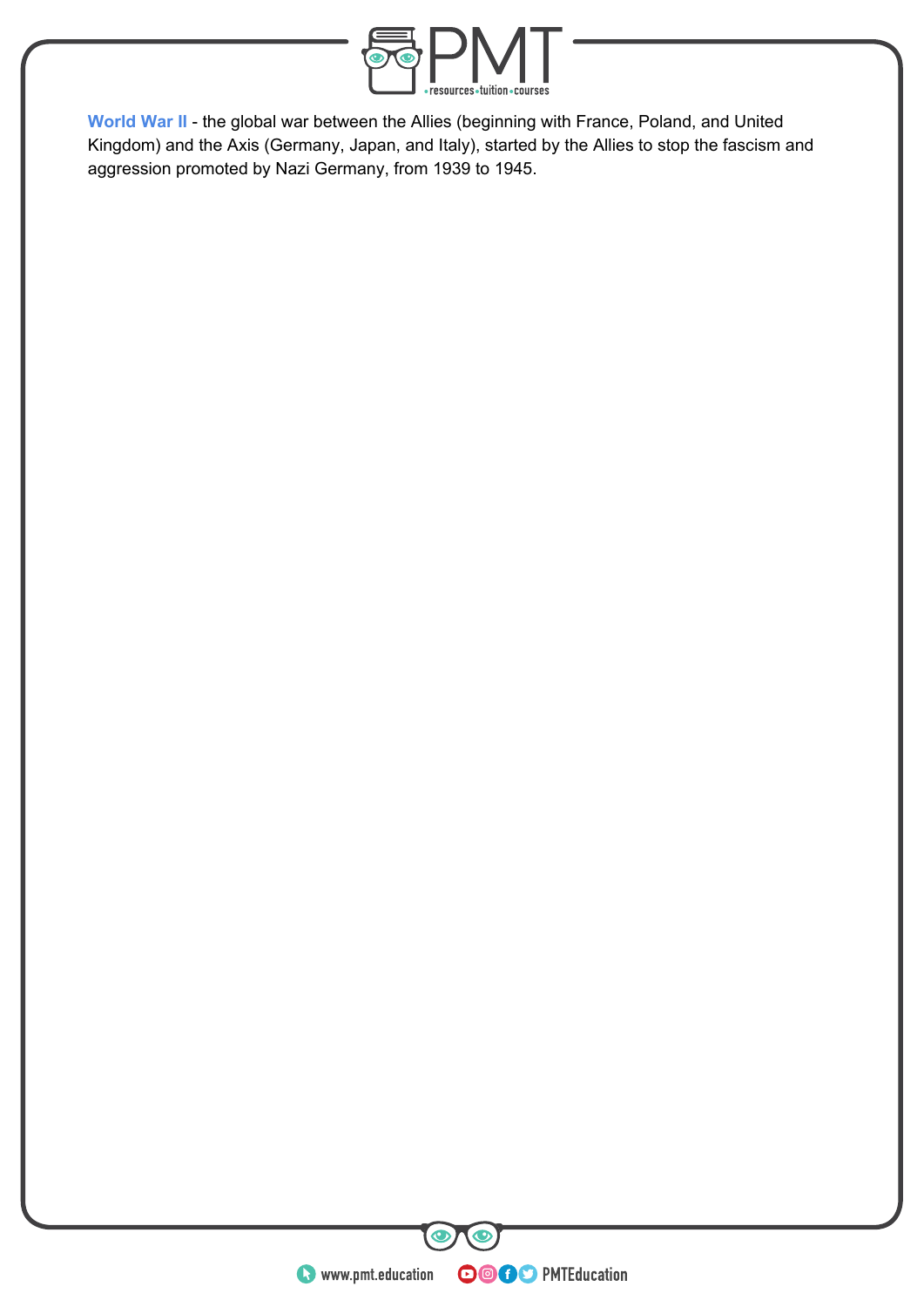**World War II** - the global war between the Allies (beginning with France, Poland, and United Kingdom) and the Axis (Germany, Japan, and Italy), started by the Allies to stop the fascism and aggression promoted by Nazi Germany, from 1939 to 1945.